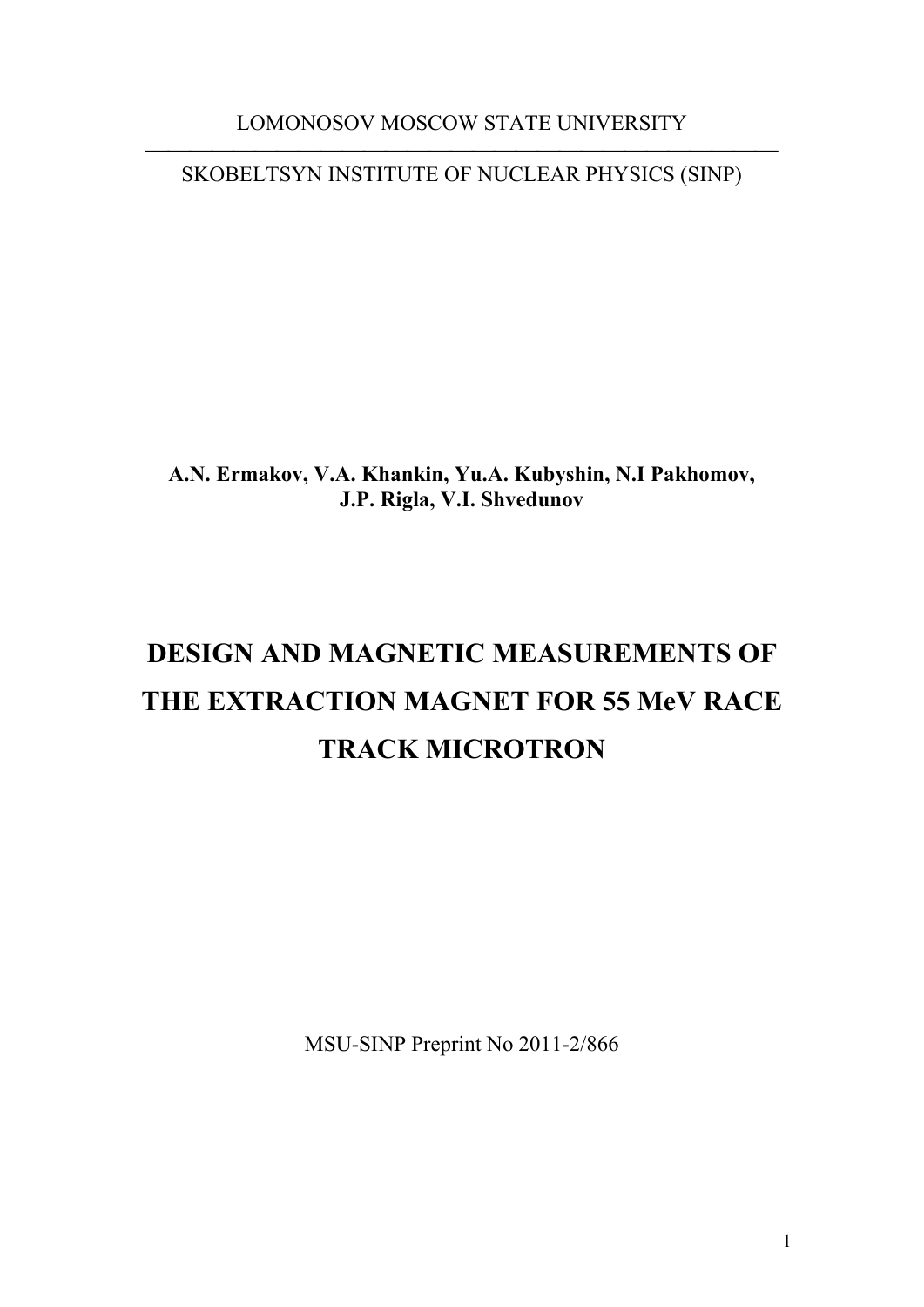LOMONOSOV MOSCOW STATE UNIVERSITY

SKOBELTSYN INSTITUTE OF NUCLEAR PHYSICS (SINP)

**A.N. Ermakov, V.A. Khankin, Yu.A. Kubyshin, N.I Pakhomov, J.P. Rigla, V.I. Shvedunov**

# DESIGN AND MAGNETIC MEASUREMENTS OF THE EXTRACTION MAGNET FOR 55 MeV RACE TRACK MICROTRON

MSU-SINP Preprint No 2011-2/866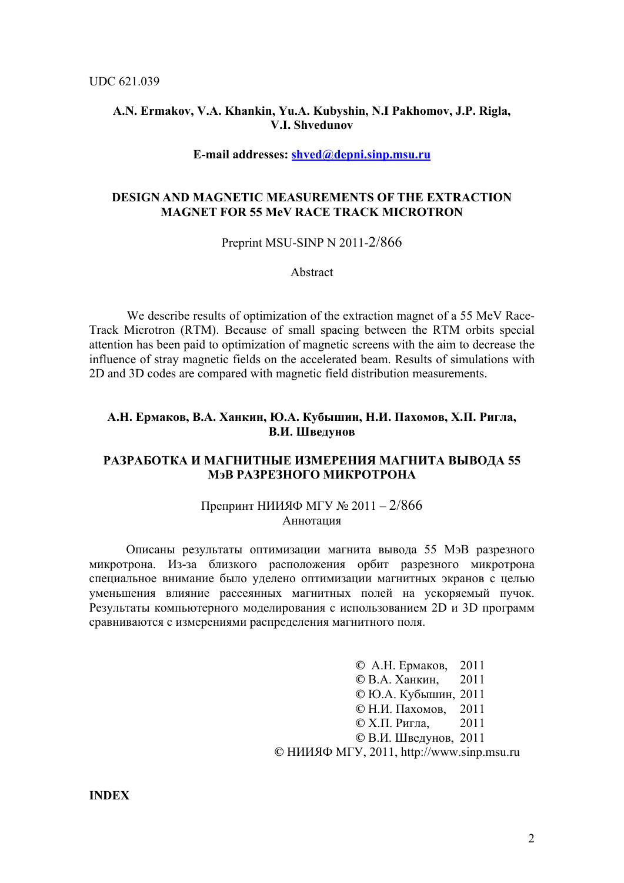UDC 621.039

**A.N. Ermakov, V.A. Khankin, Yu.A. Kubyshin, N.I Pakhomov, J.P. Rigla, V.I. Shvedunov**

**E-mail addresses: shved@depni.sinp.msu.ru**

**DESIGN AND MAGNETIC MEASUREMENTS OF THE EXTRACTION MAGNET FOR 55 MeV RACE TRACK MICROTRON**

Preprint MSU-SINP N 2011-2/866

Abstract

We describe results of optimization of the extraction magnet of a 55 MeV Race-Track Microtron (RTM). Because of small spacing between the RTM orbits special attention has been paid to optimization of magnetic screens with the aim to decrease the influence of stray magnetic fields on the accelerated beam. Results of simulations with 2D and 3D codes are compared with magnetic field distribution measurements.

**А.Н. Ермаков, В.А. Ханкин, Ю.А. Кубышин, Н.И. Пахомов, Х.П. Ригла, В.И. Шведунов**

**РАЗРАБОТКА И МАГНИТНЫЕ ИЗМЕРЕНИЯ МАГНИТА ВЫВОДА 55 МэВ РАЗРЕЗНОГО МИКРОТРОНА**

Препринт НИИЯФ МГУ № 2011 – 2/866

Аннотация

Описаны результаты оптимизации магнита вывода 55 МэВ разрезного микротрона. Из-за близкого расположения орбит разрезного микротрона специальное внимание было уделено оптимизации магнитных экранов с целью уменьшения влияние рассеянных магнитных полей на ускоряемый пучок. Результаты компьютерного моделирования с использованием 2D и 3D программ сравниваются с измерениями распределения магнитного поля.

© А.Н. Ермаков, 2011
© В.А. Ханкин, 2011
© Ю.А. Кубышин, 2011
© Н.И. Пахомов, 2011
© Х.П. Ригла, 2011
© В.И. Шведунов, 2011
© НИИЯФ МГУ, 2011, http://www.sinp.msu.ru

**INDEX**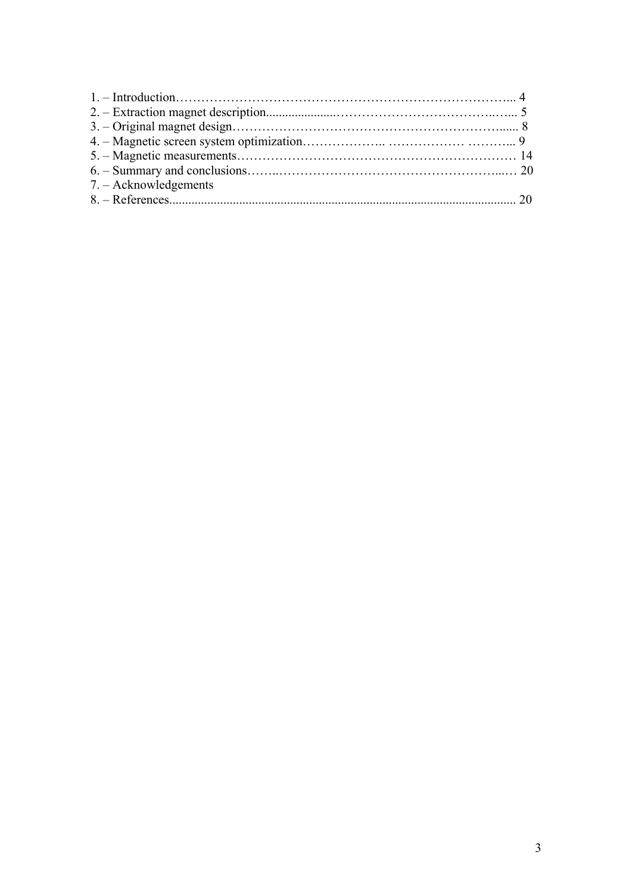1. – Introduction……………………………………………………………………... 4
2. – Extraction magnet description...................……………………………..…... 5
3. – Original magnet design……………………………………………………...... 8
4. – Magnetic screen system optimization……………….. ……………… ………... 9
5. – Magnetic measurements………………………………………………………… 14
6. – Summary and conclusions……..………………………………………...… 20
7. – Acknowledgements
8. – References........................................................................................................... 20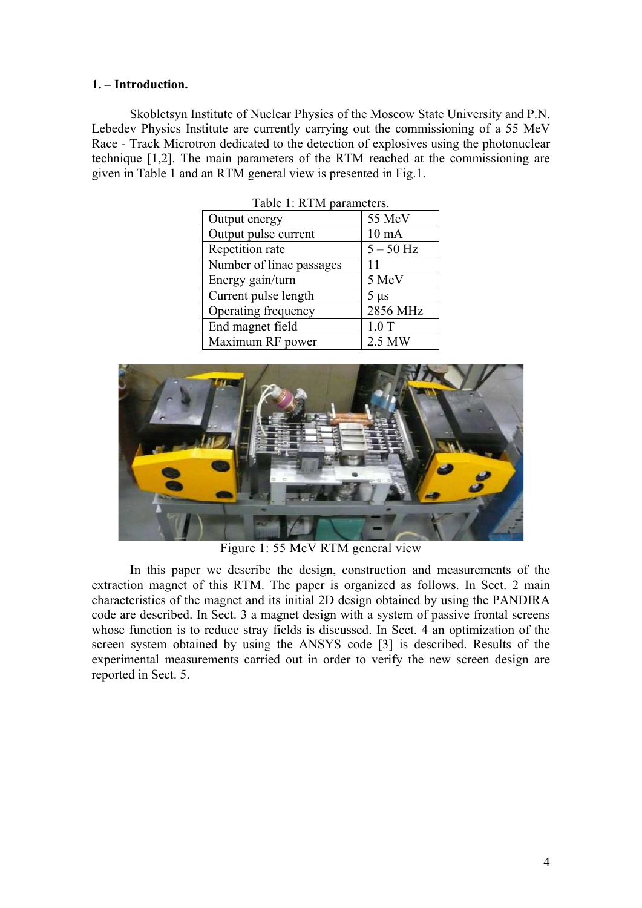## 1. – Introduction.

Skobletsyn Institute of Nuclear Physics of the Moscow State University and P.N. Lebedev Physics Institute are currently carrying out the commissioning of a 55 MeV Race - Track Microtron dedicated to the detection of explosives using the photonuclear technique [1,2]. The main parameters of the RTM reached at the commissioning are given in Table 1 and an RTM general view is presented in Fig.1.

Table 1: RTM parameters.

| | |
|---|---|
| Output energy | 55 MeV |
| Output pulse current | 10 mA |
| Repetition rate | 5 – 50 Hz |
| Number of linac passages | 11 |
| Energy gain/turn | 5 MeV |
| Current pulse length | 5 μs |
| Operating frequency | 2856 MHz |
| End magnet field | 1.0 T |
| Maximum RF power | 2.5 MW |

Figure 1: 55 MeV RTM general view

In this paper we describe the design, construction and measurements of the extraction magnet of this RTM. The paper is organized as follows. In Sect. 2 main characteristics of the magnet and its initial 2D design obtained by using the PANDIRA code are described. In Sect. 3 a magnet design with a system of passive frontal screens whose function is to reduce stray fields is discussed. In Sect. 4 an optimization of the screen system obtained by using the ANSYS code [3] is described. Results of the experimental measurements carried out in order to verify the new screen design are reported in Sect. 5.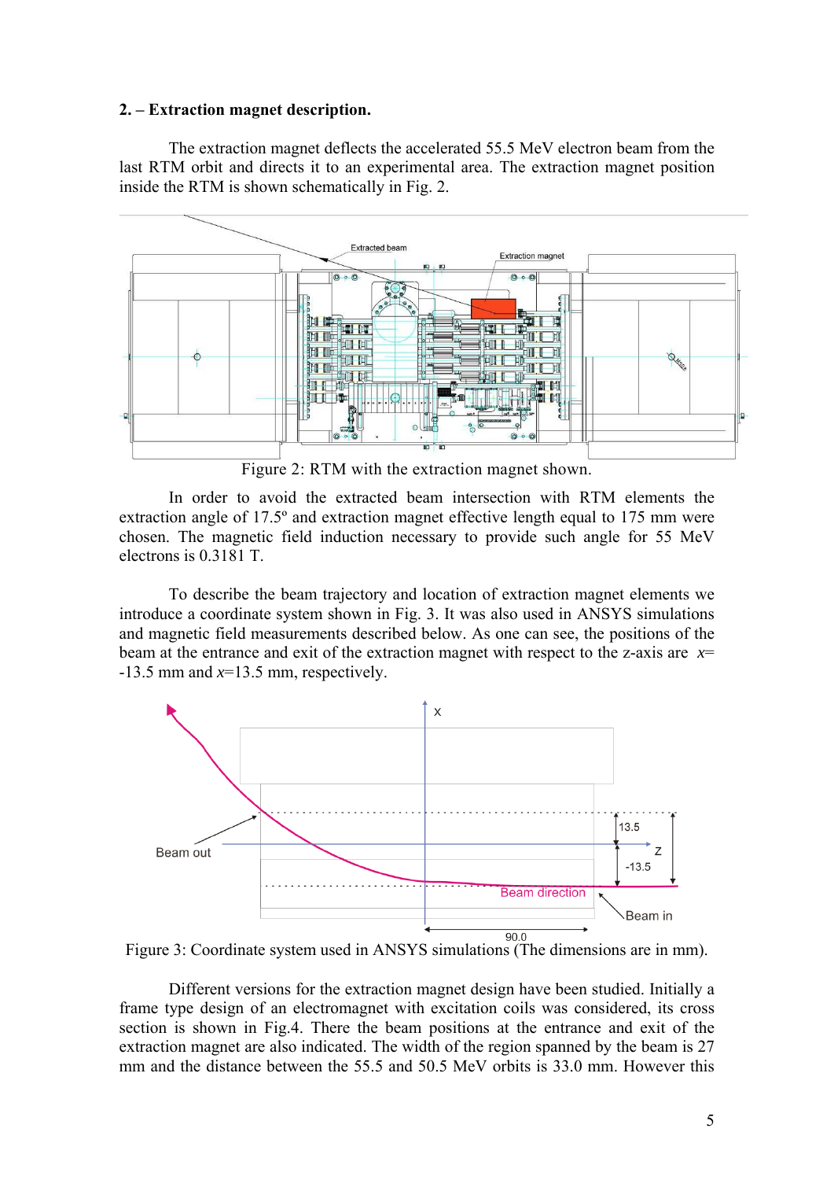## 2. – Extraction magnet description.

The extraction magnet deflects the accelerated 55.5 MeV electron beam from the last RTM orbit and directs it to an experimental area. The extraction magnet position inside the RTM is shown schematically in Fig. 2.

Figure 2: RTM with the extraction magnet shown.

In order to avoid the extracted beam intersection with RTM elements the extraction angle of 17.5º and extraction magnet effective length equal to 175 mm were chosen. The magnetic field induction necessary to provide such angle for 55 MeV electrons is 0.3181 T.

To describe the beam trajectory and location of extraction magnet elements we introduce a coordinate system shown in Fig. 3. It was also used in ANSYS simulations and magnetic field measurements described below. As one can see, the positions of the beam at the entrance and exit of the extraction magnet with respect to the z-axis are $x$= -13.5 mm and $x$=13.5 mm, respectively.

Figure 3: Coordinate system used in ANSYS simulations (The dimensions are in mm).

Different versions for the extraction magnet design have been studied. Initially a frame type design of an electromagnet with excitation coils was considered, its cross section is shown in Fig.4. There the beam positions at the entrance and exit of the extraction magnet are also indicated. The width of the region spanned by the beam is 27 mm and the distance between the 55.5 and 50.5 MeV orbits is 33.0 mm. However this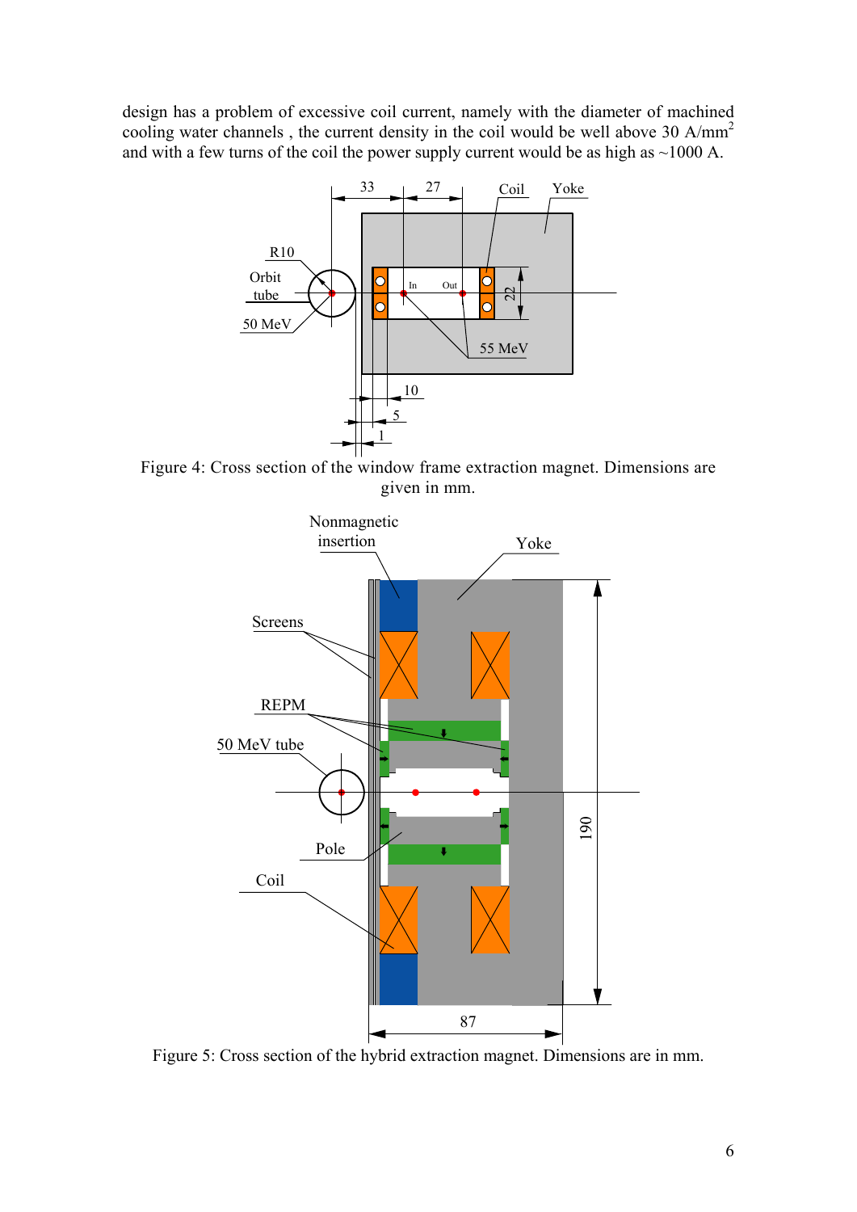design has a problem of excessive coil current, namely with the diameter of machined cooling water channels , the current density in the coil would be well above 30 A/mm$^2$ and with a few turns of the coil the power supply current would be as high as ~1000 A.

Figure 4: Cross section of the window frame extraction magnet. Dimensions are given in mm.

Figure 5: Cross section of the hybrid extraction magnet. Dimensions are in mm.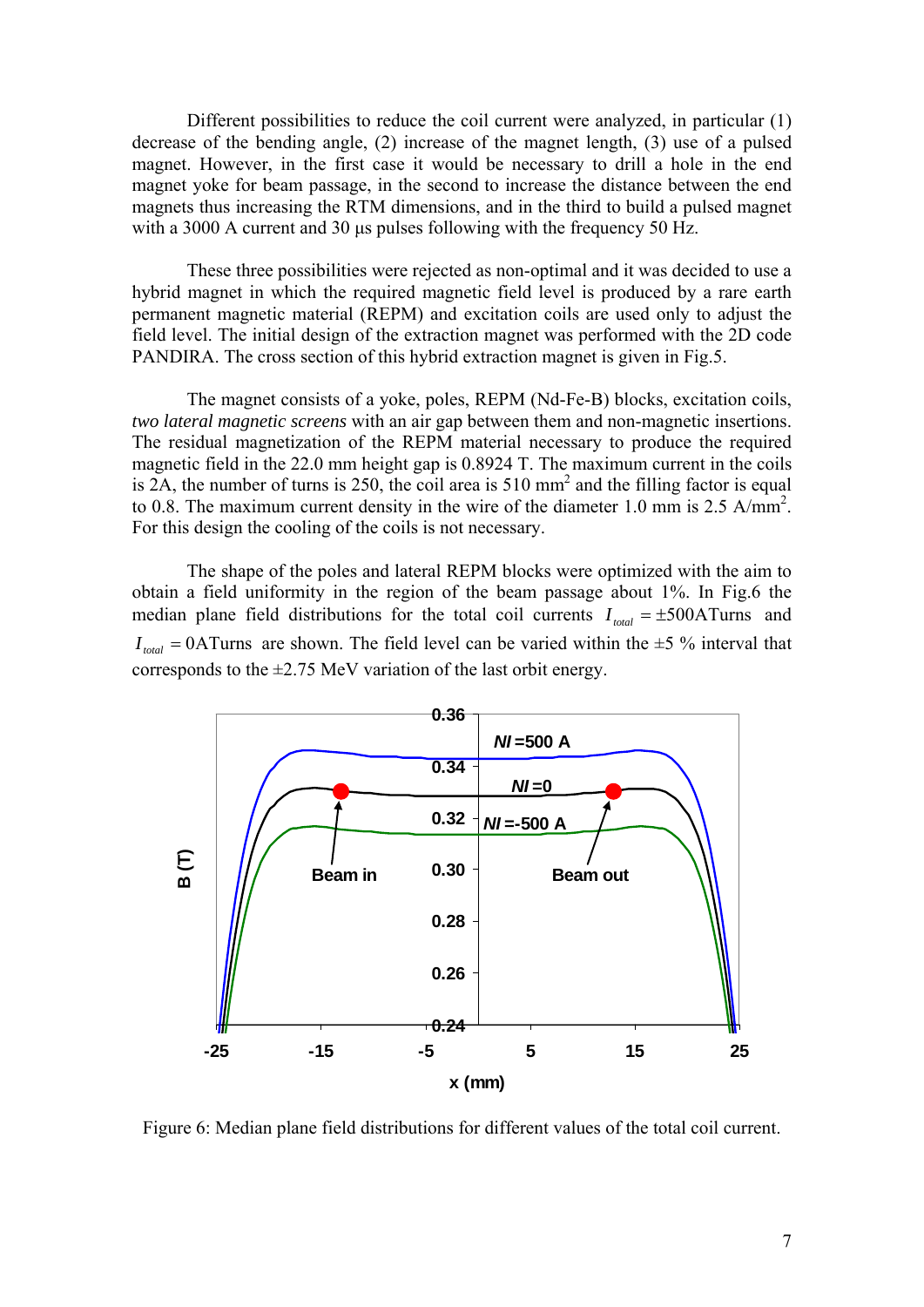Different possibilities to reduce the coil current were analyzed, in particular (1) decrease of the bending angle, (2) increase of the magnet length, (3) use of a pulsed magnet. However, in the first case it would be necessary to drill a hole in the end magnet yoke for beam passage, in the second to increase the distance between the end magnets thus increasing the RTM dimensions, and in the third to build a pulsed magnet with a 3000 A current and 30 μs pulses following with the frequency 50 Hz.

These three possibilities were rejected as non-optimal and it was decided to use a hybrid magnet in which the required magnetic field level is produced by a rare earth permanent magnetic material (REPM) and excitation coils are used only to adjust the field level. The initial design of the extraction magnet was performed with the 2D code PANDIRA. The cross section of this hybrid extraction magnet is given in Fig.5.

The magnet consists of a yoke, poles, REPM (Nd-Fe-B) blocks, excitation coils, *two lateral magnetic screens* with an air gap between them and non-magnetic insertions. The residual magnetization of the REPM material necessary to produce the required magnetic field in the 22.0 mm height gap is 0.8924 T. The maximum current in the coils is 2A, the number of turns is 250, the coil area is 510 mm$^2$ and the filling factor is equal to 0.8. The maximum current density in the wire of the diameter 1.0 mm is 2.5 A/mm$^2$. For this design the cooling of the coils is not necessary.

The shape of the poles and lateral REPM blocks were optimized with the aim to obtain a field uniformity in the region of the beam passage about 1%. In Fig.6 the median plane field distributions for the total coil currents $I_{total} = \pm 500 \text{ATurns}$ and $I_{total} = 0 \text{ATurns}$ are shown. The field level can be varied within the ±5 % interval that corresponds to the ±2.75 MeV variation of the last orbit energy.

Figure 6: Median plane field distributions for different values of the total coil current.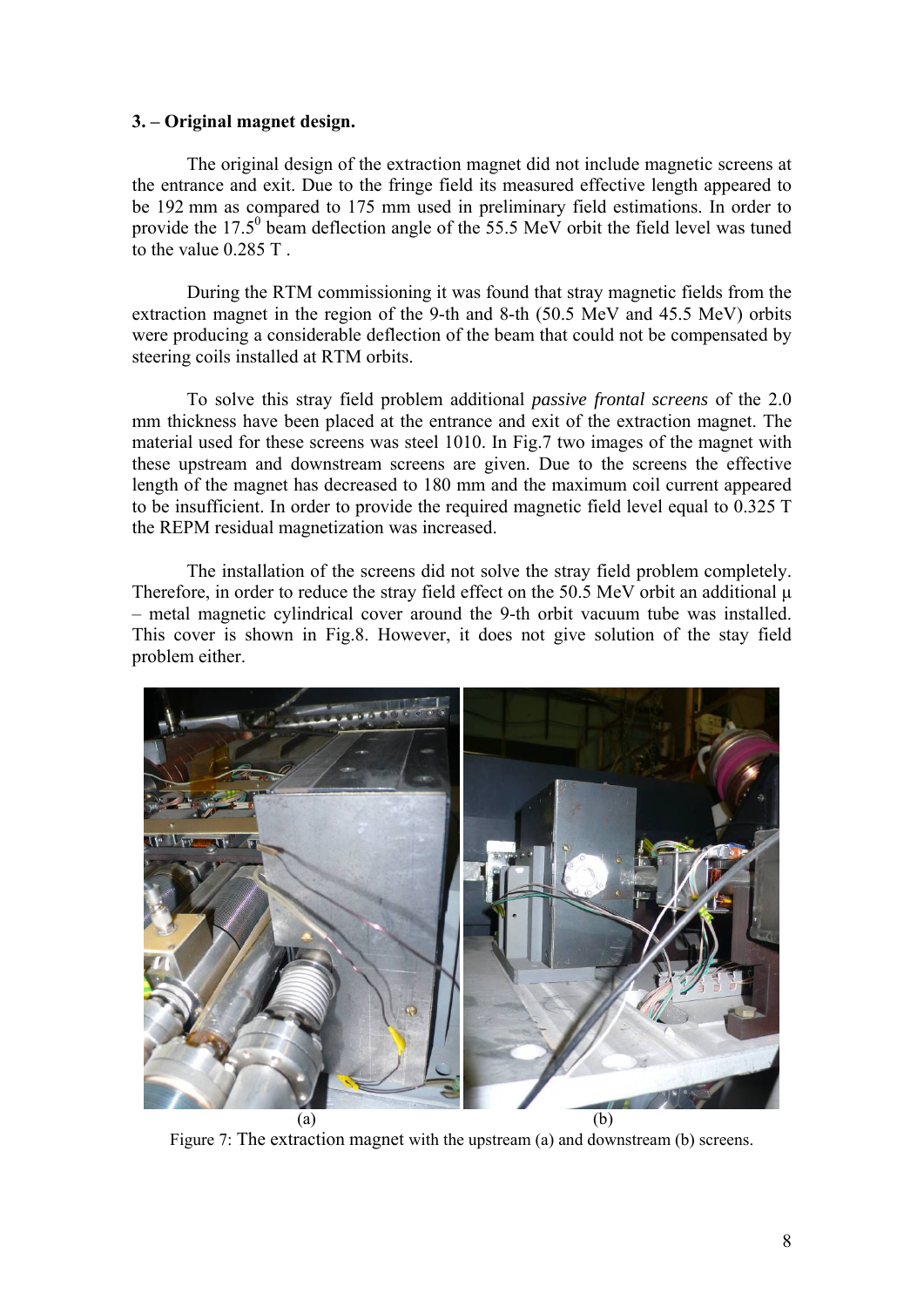### 3. – Original magnet design.

The original design of the extraction magnet did not include magnetic screens at the entrance and exit. Due to the fringe field its measured effective length appeared to be 192 mm as compared to 175 mm used in preliminary field estimations. In order to provide the $17.5^0$ beam deflection angle of the 55.5 MeV orbit the field level was tuned to the value 0.285 T .

During the RTM commissioning it was found that stray magnetic fields from the extraction magnet in the region of the 9-th and 8-th (50.5 MeV and 45.5 MeV) orbits were producing a considerable deflection of the beam that could not be compensated by steering coils installed at RTM orbits.

To solve this stray field problem additional *passive frontal screens* of the 2.0 mm thickness have been placed at the entrance and exit of the extraction magnet. The material used for these screens was steel 1010. In Fig.7 two images of the magnet with these upstream and downstream screens are given. Due to the screens the effective length of the magnet has decreased to 180 mm and the maximum coil current appeared to be insufficient. In order to provide the required magnetic field level equal to 0.325 T the REPM residual magnetization was increased.

The installation of the screens did not solve the stray field problem completely. Therefore, in order to reduce the stray field effect on the 50.5 MeV orbit an additional μ – metal magnetic cylindrical cover around the 9-th orbit vacuum tube was installed. This cover is shown in Fig.8. However, it does not give solution of the stay field problem either.

(a) (b)

Figure 7: The extraction magnet with the upstream (a) and downstream (b) screens.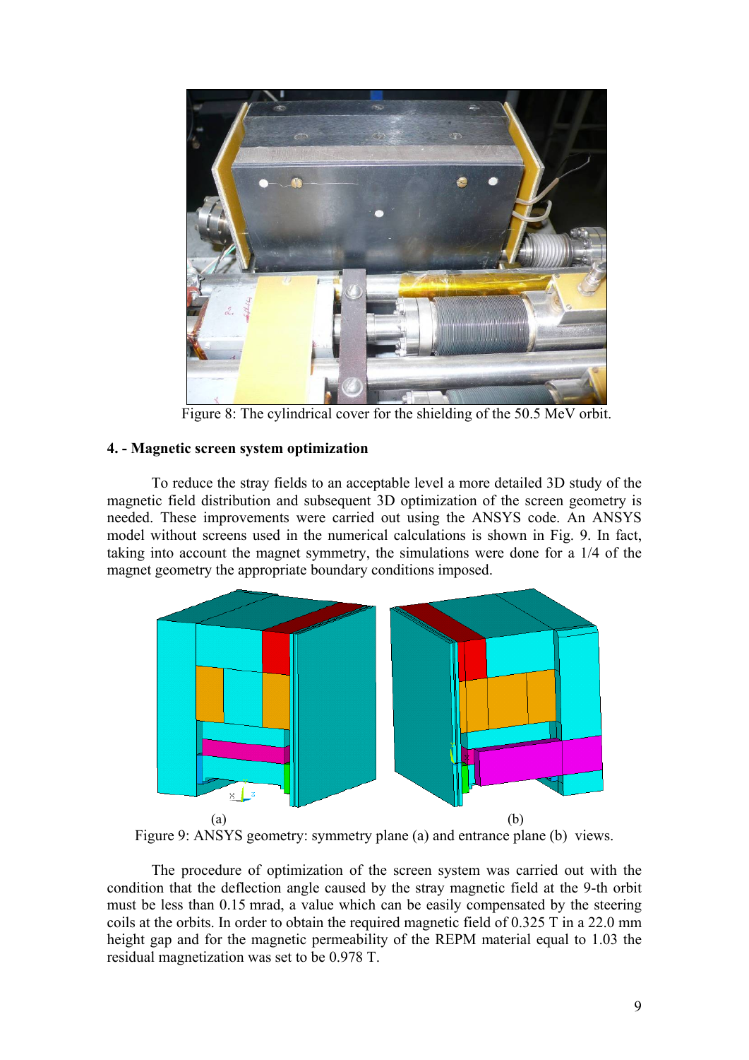Figure 8: The cylindrical cover for the shielding of the 50.5 MeV orbit.

### 4. - Magnetic screen system optimization

To reduce the stray fields to an acceptable level a more detailed 3D study of the magnetic field distribution and subsequent 3D optimization of the screen geometry is needed. These improvements were carried out using the ANSYS code. An ANSYS model without screens used in the numerical calculations is shown in Fig. 9. In fact, taking into account the magnet symmetry, the simulations were done for a 1/4 of the magnet geometry the appropriate boundary conditions imposed.

(a) (b)

Figure 9: ANSYS geometry: symmetry plane (a) and entrance plane (b) views.

The procedure of optimization of the screen system was carried out with the condition that the deflection angle caused by the stray magnetic field at the 9-th orbit must be less than 0.15 mrad, a value which can be easily compensated by the steering coils at the orbits. In order to obtain the required magnetic field of 0.325 T in a 22.0 mm height gap and for the magnetic permeability of the REPM material equal to 1.03 the residual magnetization was set to be 0.978 T.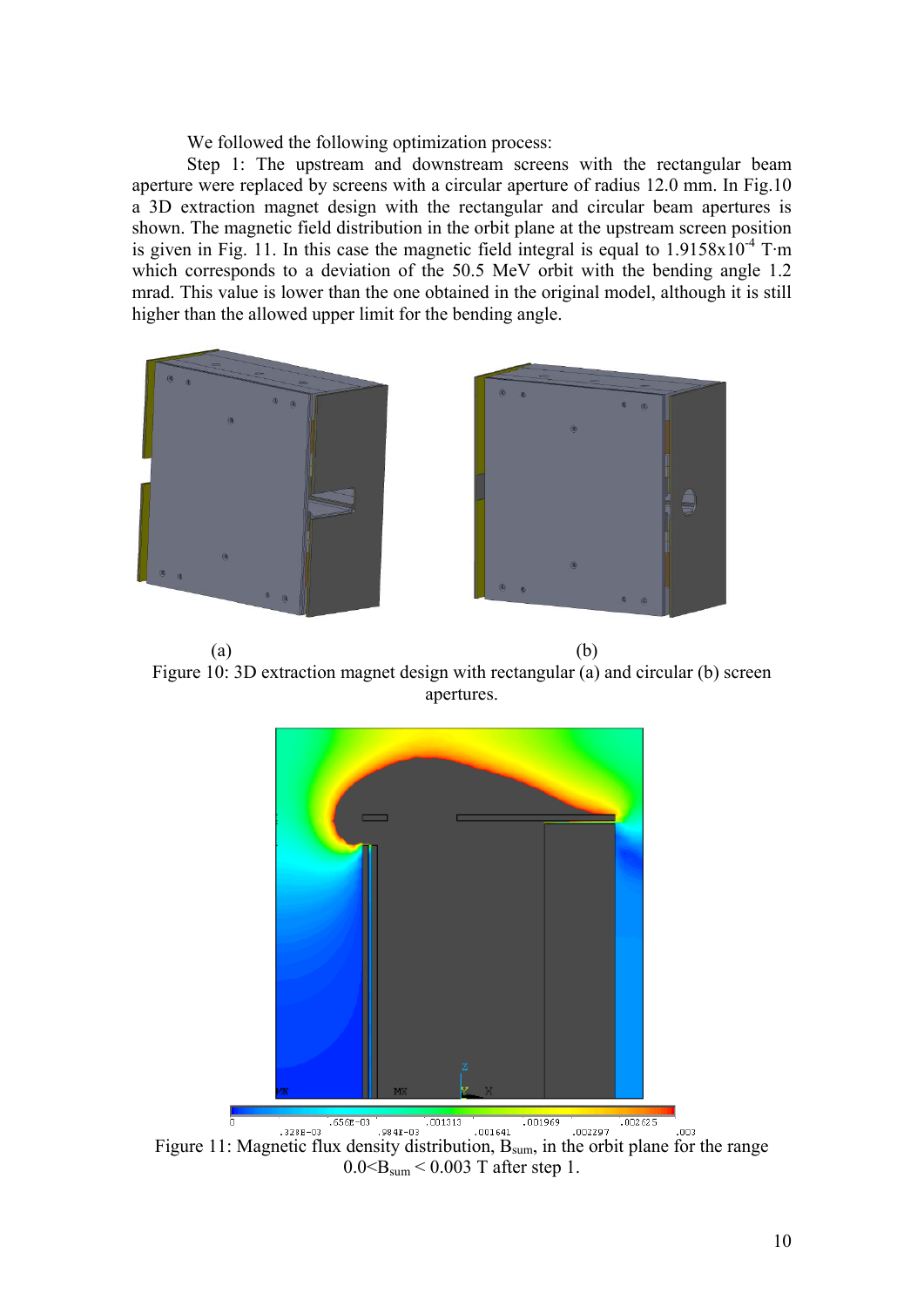We followed the following optimization process:

Step 1: The upstream and downstream screens with the rectangular beam aperture were replaced by screens with a circular aperture of radius 12.0 mm. In Fig.10 a 3D extraction magnet design with the rectangular and circular beam apertures is shown. The magnetic field distribution in the orbit plane at the upstream screen position is given in Fig. 11. In this case the magnetic field integral is equal to $1.9158 \times 10^{-4}$ T·m which corresponds to a deviation of the 50.5 MeV orbit with the bending angle 1.2 mrad. This value is lower than the one obtained in the original model, although it is still higher than the allowed upper limit for the bending angle.

(a) (b)

Figure 10: 3D extraction magnet design with rectangular (a) and circular (b) screen apertures.

Figure 11: Magnetic flux density distribution, $B_{sum}$, in the orbit plane for the range $0.0 < B_{sum} < 0.003$ T after step 1.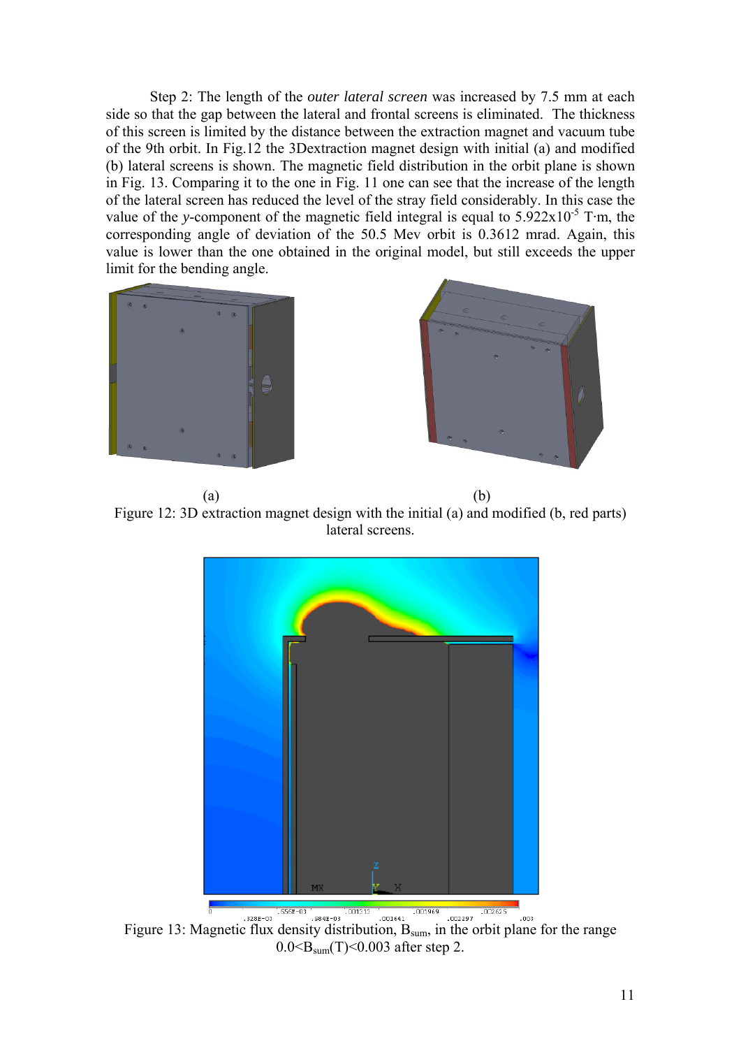Step 2: The length of the *outer lateral screen* was increased by 7.5 mm at each side so that the gap between the lateral and frontal screens is eliminated. The thickness of this screen is limited by the distance between the extraction magnet and vacuum tube of the 9th orbit. In Fig.12 the 3Dextraction magnet design with initial (a) and modified (b) lateral screens is shown. The magnetic field distribution in the orbit plane is shown in Fig. 13. Comparing it to the one in Fig. 11 one can see that the increase of the length of the lateral screen has reduced the level of the stray field considerably. In this case the value of the *y*-component of the magnetic field integral is equal to $5.922 \times 10^{-5}$ T·m, the corresponding angle of deviation of the 50.5 Mev orbit is 0.3612 mrad. Again, this value is lower than the one obtained in the original model, but still exceeds the upper limit for the bending angle.

(a) (b)

Figure 12: 3D extraction magnet design with the initial (a) and modified (b, red parts) lateral screens.

Figure 13: Magnetic flux density distribution, $B_{sum}$, in the orbit plane for the range $0.0 < B_{sum}(T) < 0.003$ after step 2.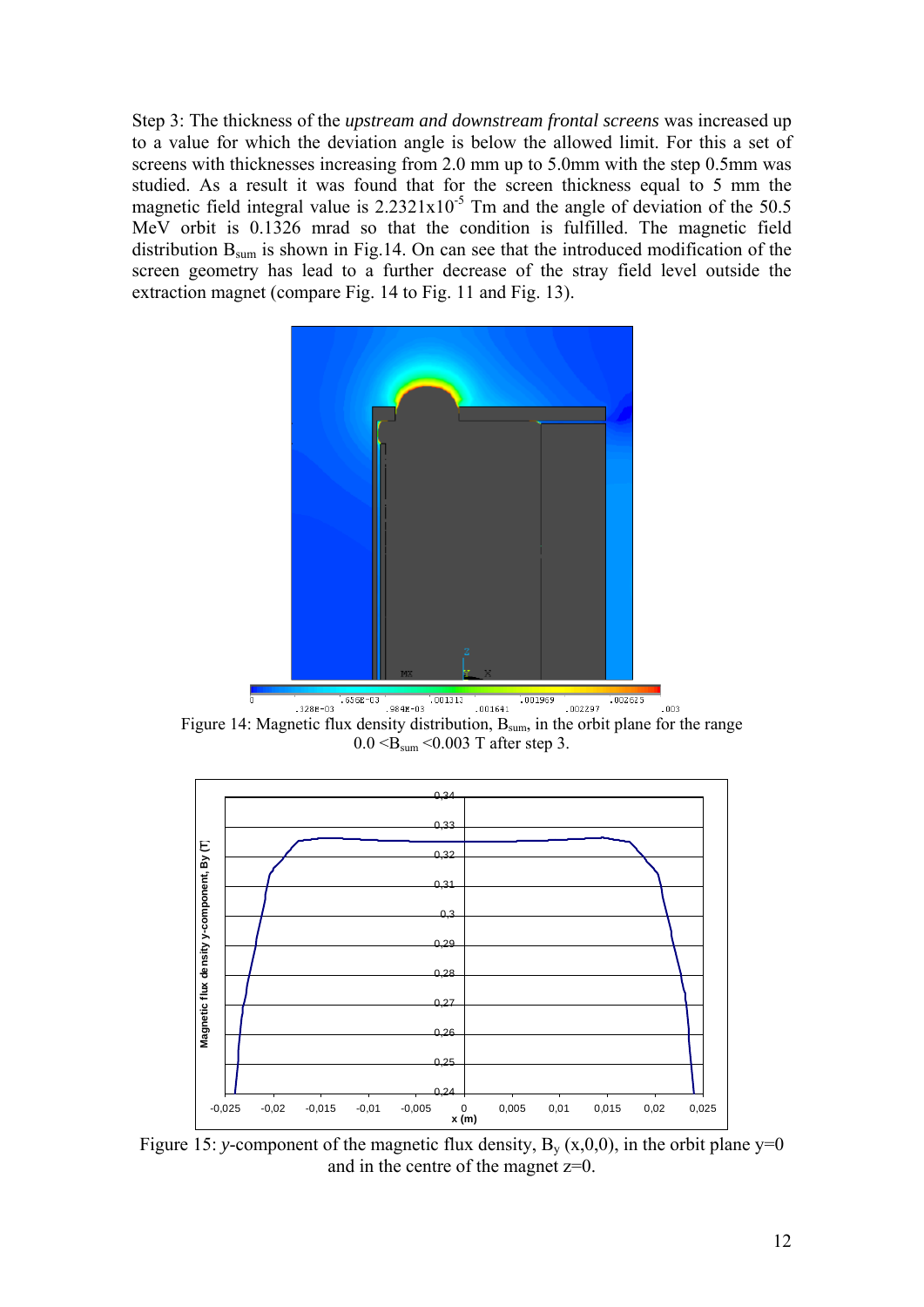Step 3: The thickness of the *upstream and downstream frontal screens* was increased up to a value for which the deviation angle is below the allowed limit. For this a set of screens with thicknesses increasing from 2.0 mm up to 5.0mm with the step 0.5mm was studied. As a result it was found that for the screen thickness equal to 5 mm the magnetic field integral value is $2.2321 \times 10^{-5}$ Tm and the angle of deviation of the 50.5 MeV orbit is 0.1326 mrad so that the condition is fulfilled. The magnetic field distribution $B_{sum}$ is shown in Fig.14. On can see that the introduced modification of the screen geometry has lead to a further decrease of the stray field level outside the extraction magnet (compare Fig. 14 to Fig. 11 and Fig. 13).

Figure 14: Magnetic flux density distribution, $B_{sum}$, in the orbit plane for the range $0.0 < B_{sum} < 0.003$ T after step 3.

Figure 15: *y*-component of the magnetic flux density, $B_y$ (x,0,0), in the orbit plane y=0 and in the centre of the magnet z=0.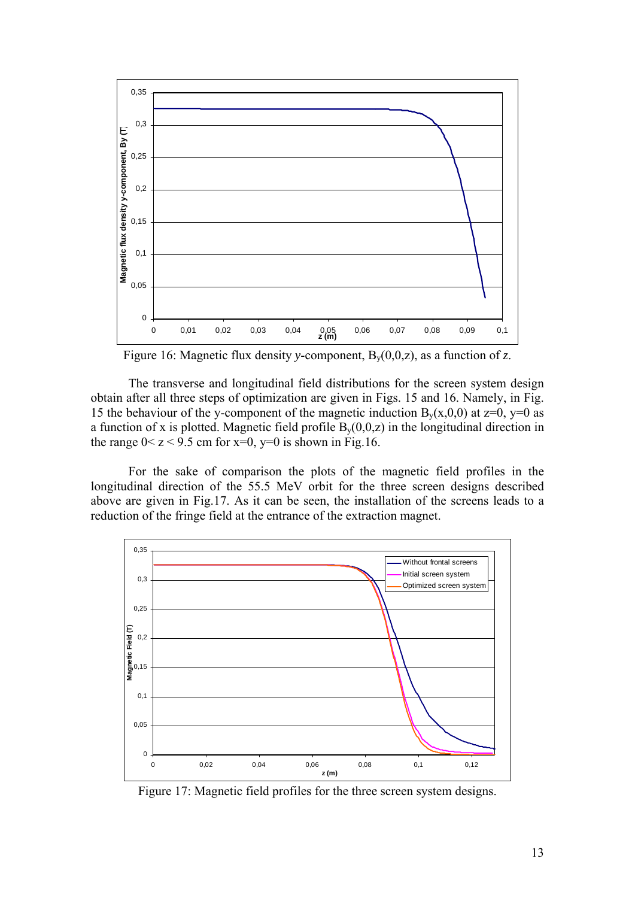Figure 16: Magnetic flux density *y*-component, $B_y(0,0,z)$, as a function of *z*.

The transverse and longitudinal field distributions for the screen system design obtain after all three steps of optimization are given in Figs. 15 and 16. Namely, in Fig. 15 the behaviour of the y-component of the magnetic induction $B_y(x,0,0)$ at z=0, y=0 as a function of x is plotted. Magnetic field profile $B_y(0,0,z)$ in the longitudinal direction in the range 0< z < 9.5 cm for x=0, y=0 is shown in Fig.16.

For the sake of comparison the plots of the magnetic field profiles in the longitudinal direction of the 55.5 MeV orbit for the three screen designs described above are given in Fig.17. As it can be seen, the installation of the screens leads to a reduction of the fringe field at the entrance of the extraction magnet.

Figure 17: Magnetic field profiles for the three screen system designs.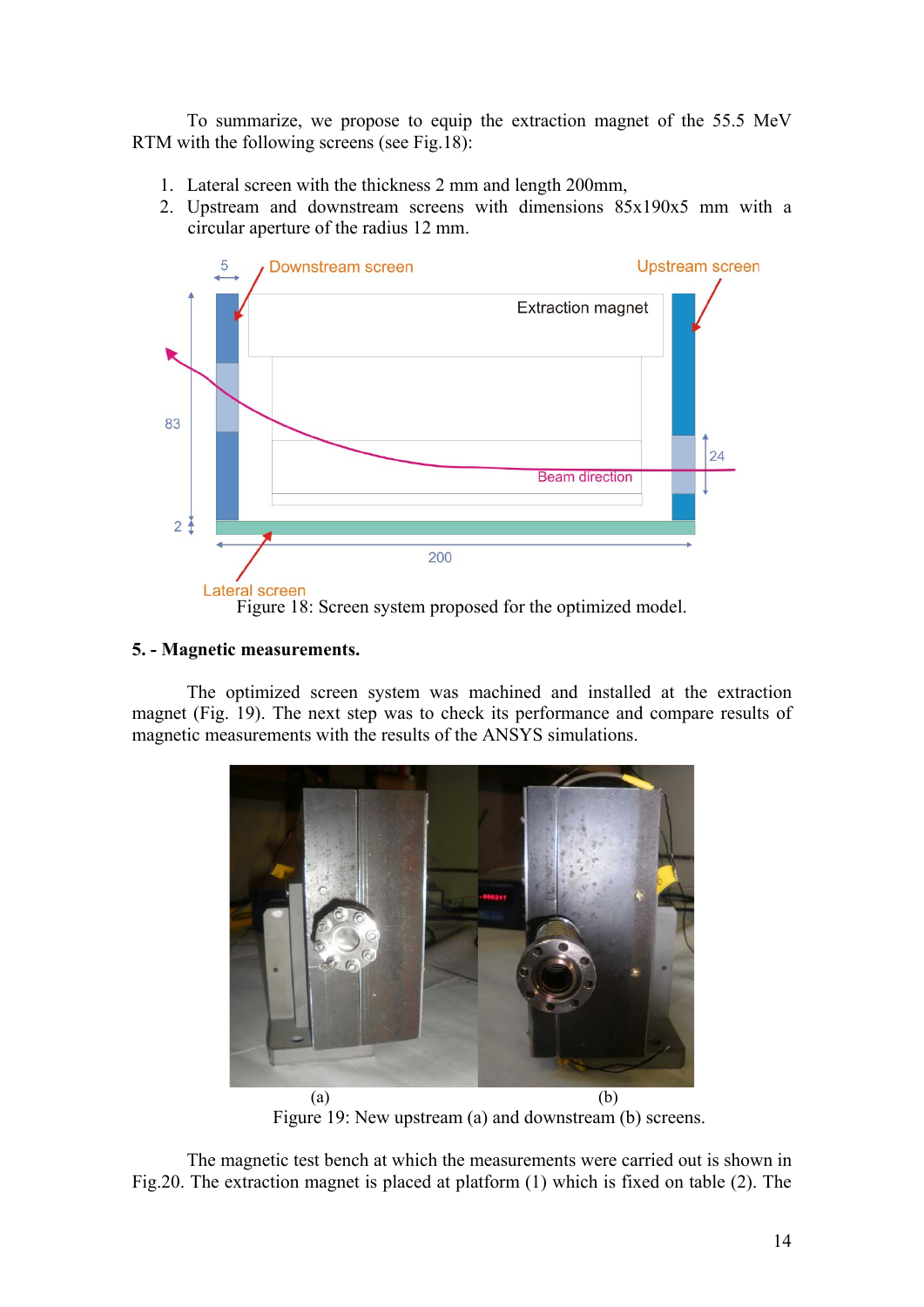To summarize, we propose to equip the extraction magnet of the 55.5 MeV RTM with the following screens (see Fig.18):

1. Lateral screen with the thickness 2 mm and length 200mm,
2. Upstream and downstream screens with dimensions 85x190x5 mm with a circular aperture of the radius 12 mm.

Figure 18: Screen system proposed for the optimized model.

## 5. - Magnetic measurements.

The optimized screen system was machined and installed at the extraction magnet (Fig. 19). The next step was to check its performance and compare results of magnetic measurements with the results of the ANSYS simulations.

(a) (b)

Figure 19: New upstream (a) and downstream (b) screens.

The magnetic test bench at which the measurements were carried out is shown in Fig.20. The extraction magnet is placed at platform (1) which is fixed on table (2). The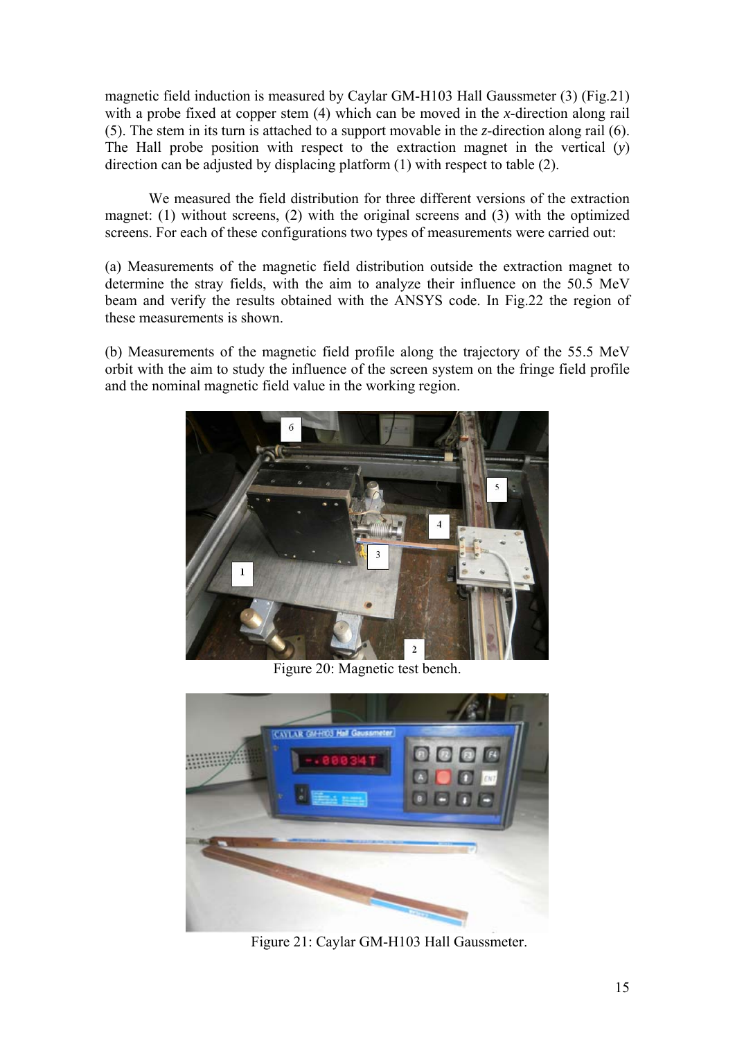magnetic field induction is measured by Caylar GM-H103 Hall Gaussmeter (3) (Fig.21) with a probe fixed at copper stem (4) which can be moved in the *x*-direction along rail (5). The stem in its turn is attached to a support movable in the *z*-direction along rail (6). The Hall probe position with respect to the extraction magnet in the vertical (*y*) direction can be adjusted by displacing platform (1) with respect to table (2).

We measured the field distribution for three different versions of the extraction magnet: (1) without screens, (2) with the original screens and (3) with the optimized screens. For each of these configurations two types of measurements were carried out:

(a) Measurements of the magnetic field distribution outside the extraction magnet to determine the stray fields, with the aim to analyze their influence on the 50.5 MeV beam and verify the results obtained with the ANSYS code. In Fig.22 the region of these measurements is shown.

(b) Measurements of the magnetic field profile along the trajectory of the 55.5 MeV orbit with the aim to study the influence of the screen system on the fringe field profile and the nominal magnetic field value in the working region.

Figure 20: Magnetic test bench.

Figure 21: Caylar GM-H103 Hall Gaussmeter.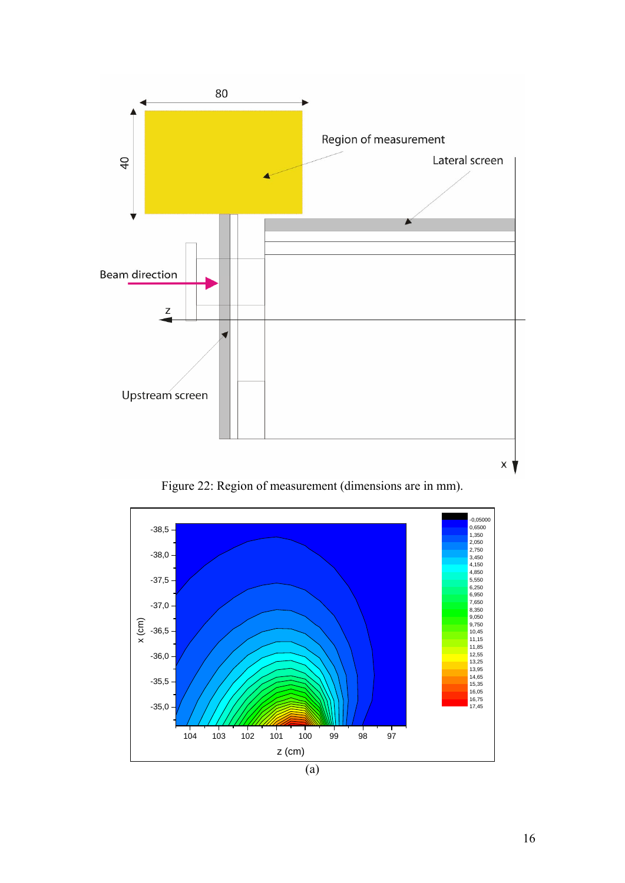Figure 22: Region of measurement (dimensions are in mm).

(a)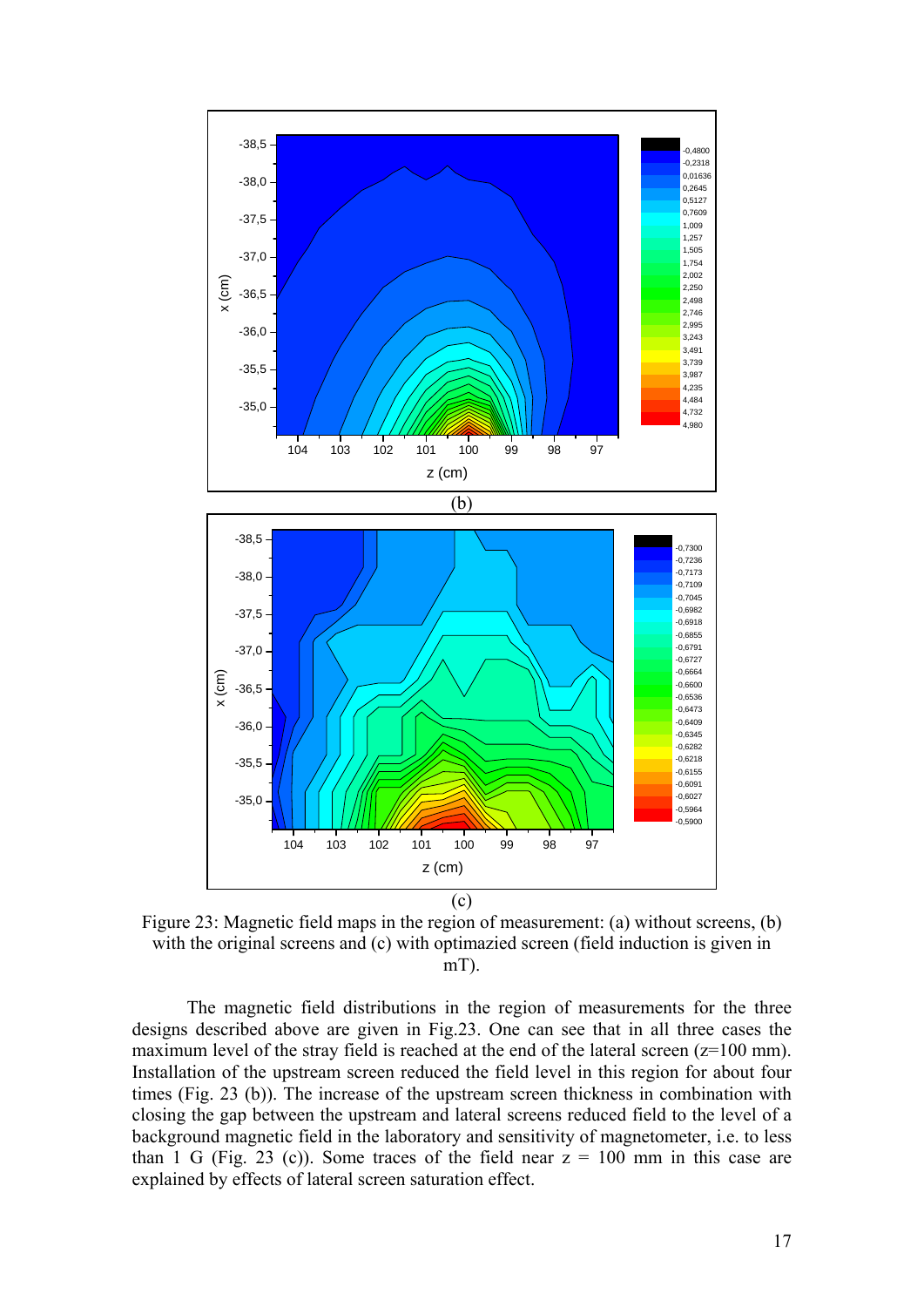(b)

(c)

Figure 23: Magnetic field maps in the region of measurement: (a) without screens, (b) with the original screens and (c) with optimazied screen (field induction is given in mT).

The magnetic field distributions in the region of measurements for the three designs described above are given in Fig.23. One can see that in all three cases the maximum level of the stray field is reached at the end of the lateral screen (z=100 mm). Installation of the upstream screen reduced the field level in this region for about four times (Fig. 23 (b)). The increase of the upstream screen thickness in combination with closing the gap between the upstream and lateral screens reduced field to the level of a background magnetic field in the laboratory and sensitivity of magnetometer, i.e. to less than 1 G (Fig. 23 (c)). Some traces of the field near z = 100 mm in this case are explained by effects of lateral screen saturation effect.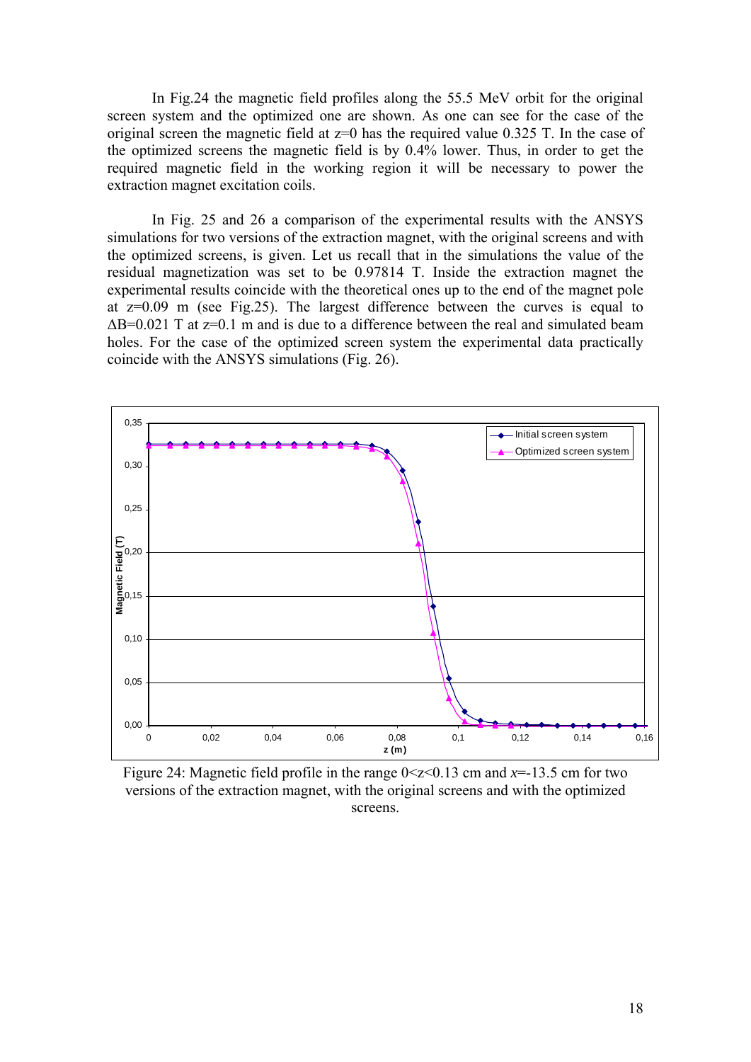In Fig.24 the magnetic field profiles along the 55.5 MeV orbit for the original screen system and the optimized one are shown. As one can see for the case of the original screen the magnetic field at z=0 has the required value 0.325 T. In the case of the optimized screens the magnetic field is by 0.4% lower. Thus, in order to get the required magnetic field in the working region it will be necessary to power the extraction magnet excitation coils.

In Fig. 25 and 26 a comparison of the experimental results with the ANSYS simulations for two versions of the extraction magnet, with the original screens and with the optimized screens, is given. Let us recall that in the simulations the value of the residual magnetization was set to be 0.97814 T. Inside the extraction magnet the experimental results coincide with the theoretical ones up to the end of the magnet pole at z=0.09 m (see Fig.25). The largest difference between the curves is equal to $\Delta B$=0.021 T at z=0.1 m and is due to a difference between the real and simulated beam holes. For the case of the optimized screen system the experimental data practically coincide with the ANSYS simulations (Fig. 26).

Figure 24: Magnetic field profile in the range 0<z<0.13 cm and *x*=-13.5 cm for two versions of the extraction magnet, with the original screens and with the optimized screens.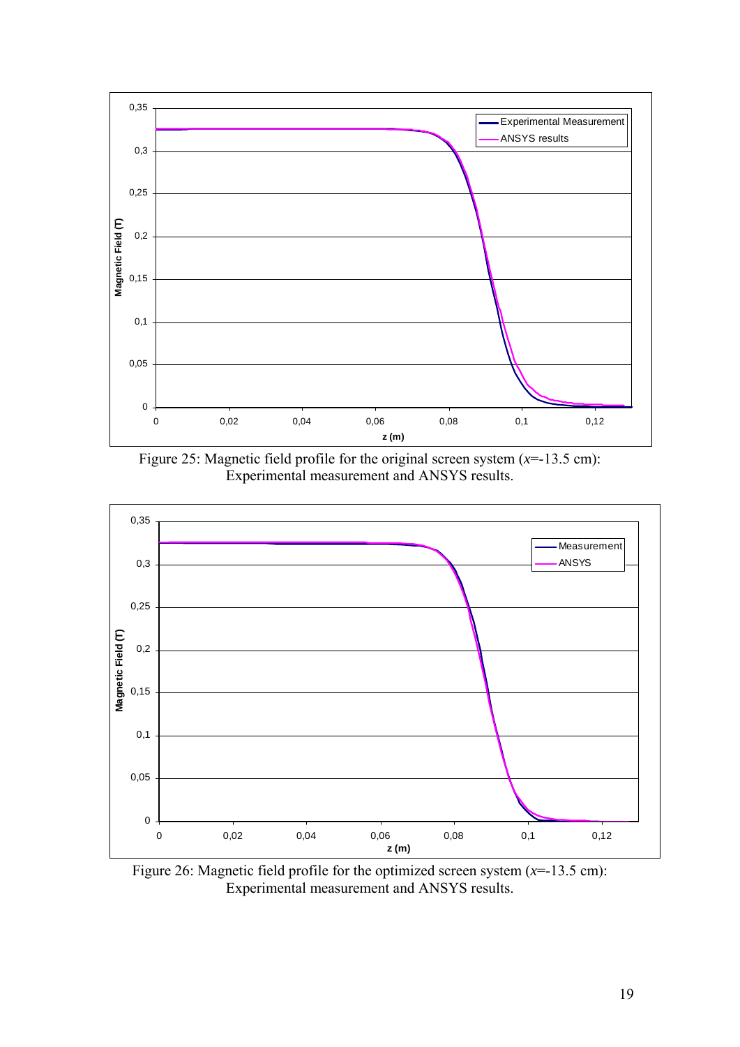Figure 25: Magnetic field profile for the original screen system ($x$=-13.5 cm): Experimental measurement and ANSYS results.

Figure 26: Magnetic field profile for the optimized screen system ($x$=-13.5 cm): Experimental measurement and ANSYS results.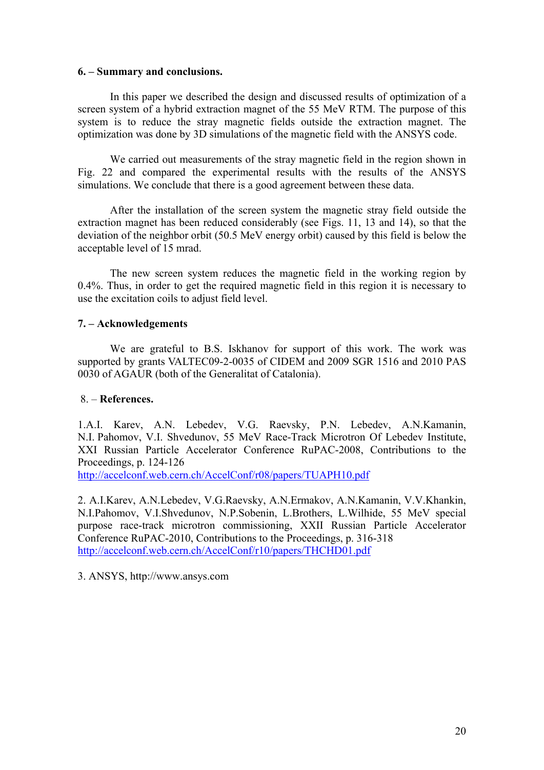## 6. – Summary and conclusions.

In this paper we described the design and discussed results of optimization of a screen system of a hybrid extraction magnet of the 55 MeV RTM. The purpose of this system is to reduce the stray magnetic fields outside the extraction magnet. The optimization was done by 3D simulations of the magnetic field with the ANSYS code.

We carried out measurements of the stray magnetic field in the region shown in Fig. 22 and compared the experimental results with the results of the ANSYS simulations. We conclude that there is a good agreement between these data.

After the installation of the screen system the magnetic stray field outside the extraction magnet has been reduced considerably (see Figs. 11, 13 and 14), so that the deviation of the neighbor orbit (50.5 MeV energy orbit) caused by this field is below the acceptable level of 15 mrad.

The new screen system reduces the magnetic field in the working region by 0.4%. Thus, in order to get the required magnetic field in this region it is necessary to use the excitation coils to adjust field level.

## 7. – Acknowledgements

We are grateful to B.S. Iskhanov for support of this work. The work was supported by grants VALTEC09-2-0035 of CIDEM and 2009 SGR 1516 and 2010 PAS 0030 of AGAUR (both of the Generalitat of Catalonia).

## 8. – References.

1. A.I. Karev, A.N. Lebedev, V.G. Raevsky, P.N. Lebedev, A.N.Kamanin, N.I. Pahomov, V.I. Shvedunov, 55 MeV Race-Track Microtron Of Lebedev Institute, XXI Russian Particle Accelerator Conference RuPAC-2008, Contributions to the Proceedings, p. 124-126 http://accelconf.web.cern.ch/AccelConf/r08/papers/TUAPH10.pdf

2. A.I.Karev, A.N.Lebedev, V.G.Raevsky, A.N.Ermakov, A.N.Kamanin, V.V.Khankin, N.I.Pahomov, V.I.Shvedunov, N.P.Sobenin, L.Brothers, L.Wilhide, 55 MeV special purpose race-track microtron commissioning, XXII Russian Particle Accelerator Conference RuPAC-2010, Contributions to the Proceedings, p. 316-318 http://accelconf.web.cern.ch/AccelConf/r10/papers/THCHD01.pdf

3. ANSYS, http://www.ansys.com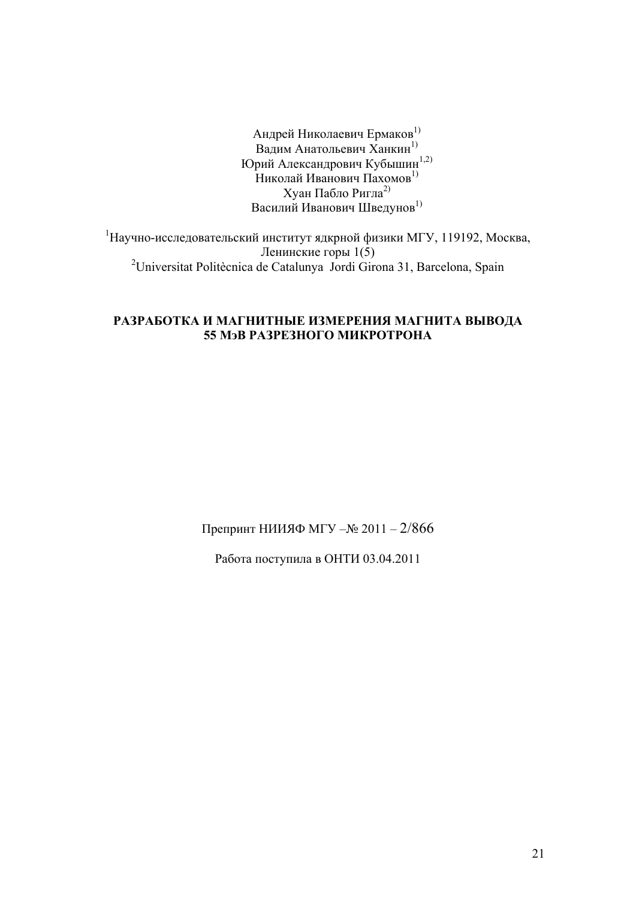Андрей Николаевич Ермаков[1)]
Вадим Анатольевич Ханкин[1)]
Юрий Александрович Кубышин[1,2)]
Николай Иванович Пахомов[1)]
Хуан Пабло Ригла[2)]
Василий Иванович Шведунов[1)]

[1]Научно-исследовательский институт ядкрной физики МГУ, 119192, Москва, Ленинские горы 1(5)
[2]Universitat Politècnica de Catalunya Jordi Girona 31, Barcelona, Spain

**РАЗРАБОТКА И МАГНИТНЫЕ ИЗМЕРЕНИЯ МАГНИТА ВЫВОДА 55 МэВ РАЗРЕЗНОГО МИКРОТРОНА**

Препринт НИИЯФ МГУ –№ 2011 – 2/866

Работа поступила в ОНТИ 03.04.2011